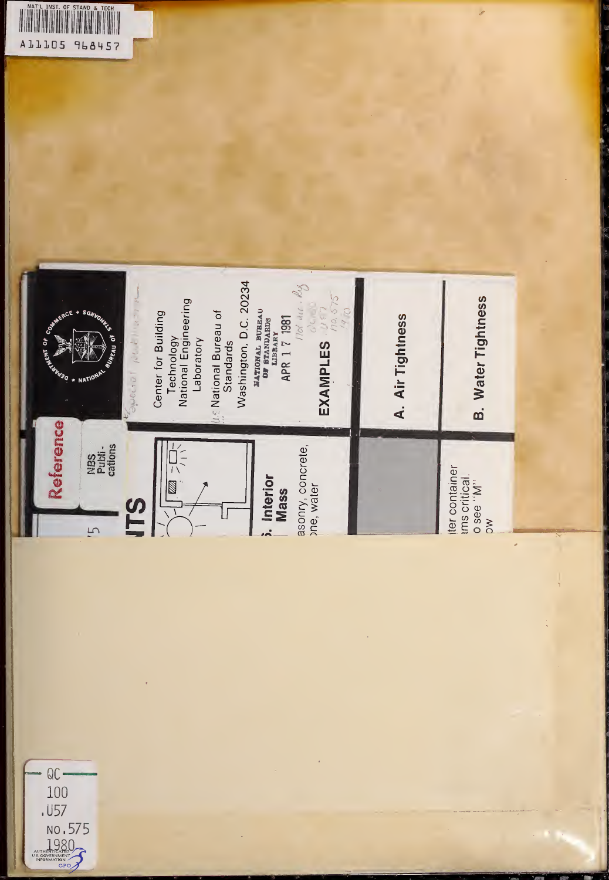NAT'L INST. OF STAND & TECH

A11105 968457

Reference

NBS Publications

Center for Building Technology
National Engineering Laboratory
National Bureau of Standards
Washington, D.C. 20234

NATIONAL BUREAU OF STANDARDS LIBRARY
APR 1 7 1981

EXAMPLES

A. Air Tightness

B. Water Tightness

Interior Mass

asonry, concrete, one, water

ter container ms critical. o see "M" ow

QC
100
.U57
NO.575
1980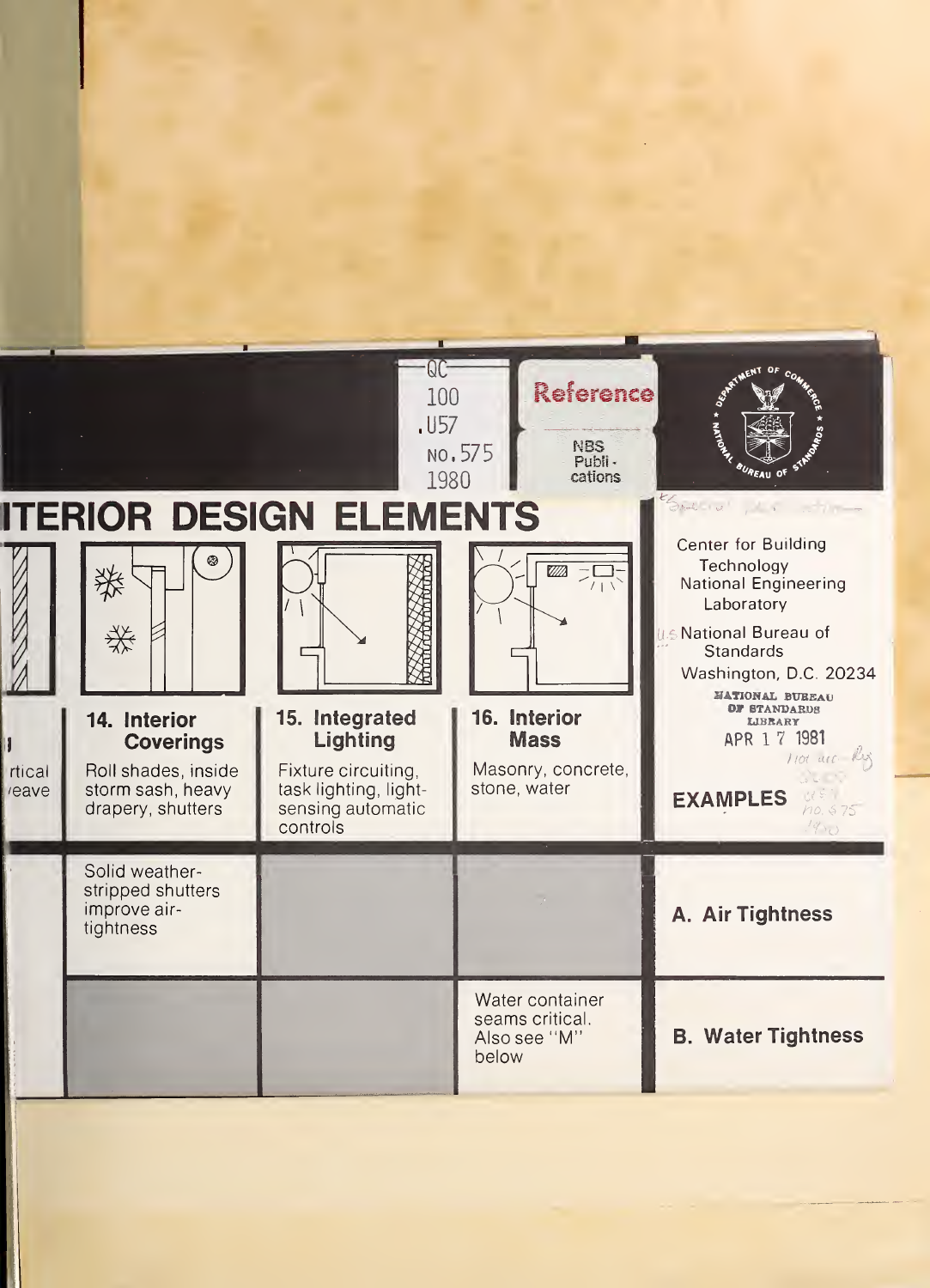QC 100 .U57 NO. 575 1980

Reference

NBS Publications

# ITERIOR DESIGN ELEMENTS

Center for Building Technology
National Engineering Laboratory
National Bureau of Standards
Washington, D.C. 20234

NATIONAL BUREAU OF STANDARDS LIBRARY
APR 17 1981

| rtical /eave | 14. Interior Coverings | 15. Integrated Lighting | 16. Interior Mass | |
|---|---|---|---|---|
| | Roll shades, inside storm sash, heavy drapery, shutters | Fixture circuiting, task lighting, light-sensing automatic controls | Masonry, concrete, stone, water | **EXAMPLES** |
| | Solid weather-stripped shutters improve air-tightness | | | **A. Air Tightness** |
| | | | Water container seams critical. Also see "M" below | **B. Water Tightness** |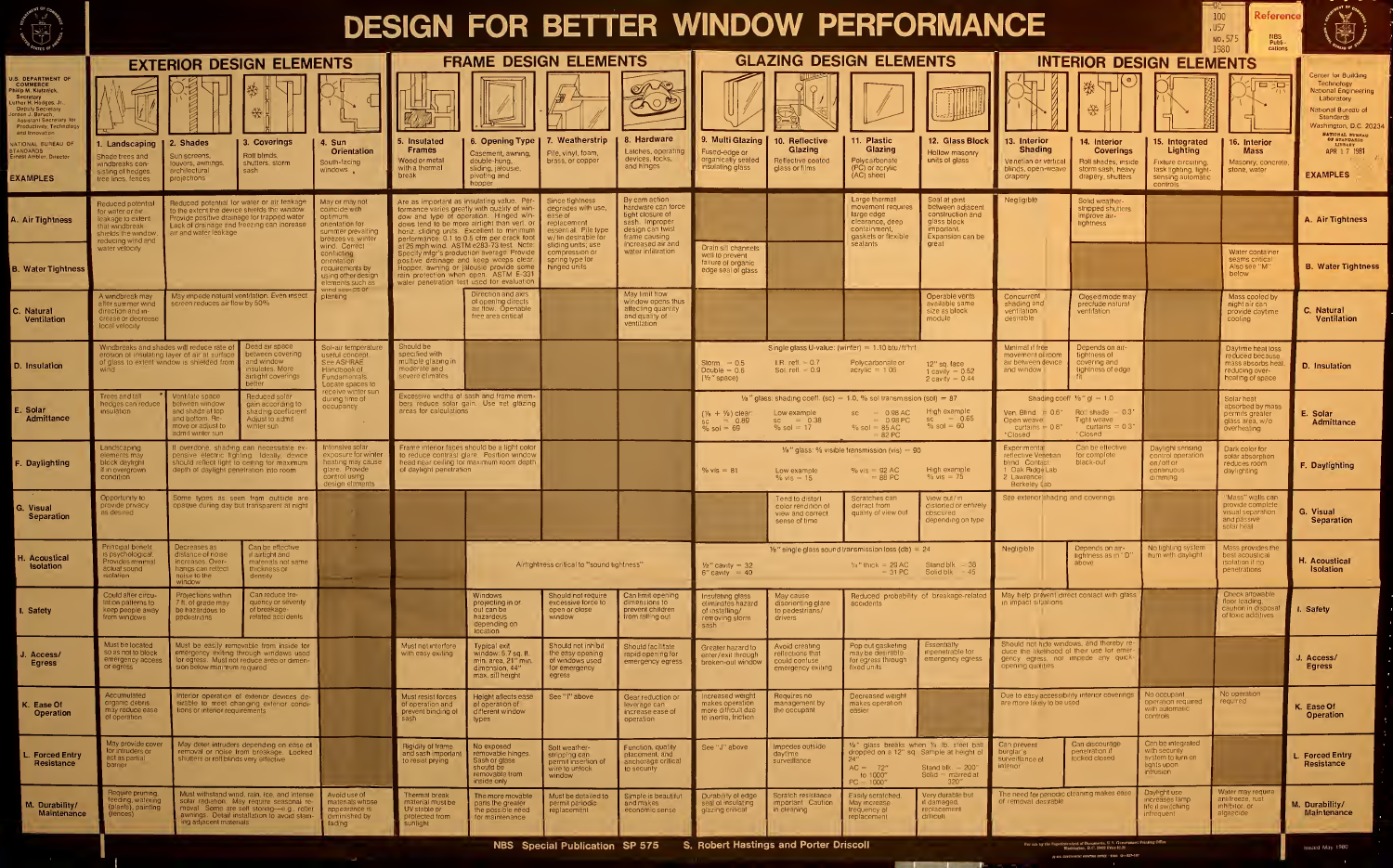# DESIGN FOR BETTER WINDOW PERFORMANCE

U.S. DEPARTMENT OF COMMERCE, Philip M. Klutznick, Secretary; Luther H. Hodges, Jr., Deputy Secretary; Jordan J. Baruch, Assistant Secretary for Productivity, Technology and Innovation

NATIONAL BUREAU OF STANDARDS, Ernest Ambler, Director

Center for Building Technology, National Engineering Laboratory, National Bureau of Standards, Washington, D.C. 20234

| | EXTERIOR DESIGN ELEMENTS | | | | FRAME DESIGN ELEMENTS | | | | GLAZING DESIGN ELEMENTS | | | | INTERIOR DESIGN ELEMENTS | | | |
|---|---|---|---|---|---|---|---|---|---|---|---|---|---|---|---|---|
| | **1. Landscaping** | **2. Shades** | **3. Coverings** | **4. Sun Orientation** | **5. Insulated Frames** | **6. Opening Type** | **7. Weatherstrip** | **8. Hardware** | **9. Multi Glazing** | **10. Reflective Glazing** | **11. Plastic Glazing** | **12. Glass Block** | **13. Interior Shading** | **14. Interior Coverings** | **15. Integrated Lighting** | **16. Interior Mass** |
| **EXAMPLES** | Shade trees and windbreaks consisting of hedges, tree lines, fences | Sun screens, louvers, awnings, architectural projections | Roll blinds, shutters, storm sash | South-facing windows | Wood or metal with a thermal break | Casement, awning, double-hung, sliding, jalousie, pivoting and hopper | Pile, vinyl, foam, brass, or copper | Latches, operating devices, locks, and hinges | Fused-edge or organically sealed insulating glass | Reflective coated glass or films | Polycarbonate (PC) or acrylic (AC) sheet | Hollow masonry units of glass | Venetian or vertical blinds, open-weave drapery | Roll shades, inside storm sash, heavy drapery, shutters | Fixture circuiting, task lighting, light-sensing automatic controls | Masonry, concrete, stone, water |
| **A. Air Tightness** / **B. Water Tightness** | Reduced potential for water or air leakage to extent that windbreak shields the window reducing wind and water velocity | Reduced potential for water or air leakage to the extent the device shields the window. Provide positive drainage for trapped water. Lack of drainage and freezing can increase air and water leakage | | May or may not coincide with optimum orientation for summer prevailing breezes vs. winter wind. Correct conflicting orientation requirements by using other design elements such as wind screens or planting | Are as important as insulating value. Performance varies greatly with quality of window and type of operation. Hinged windows tend to be more airtight than vert. or horiz. sliding units. Excellent to minimum performance: 0.1 to 0.5 cfm per crack foot at 25 mph wind. ASTM e283-73 test. Note: Specify mfgr's production average. Provide positive drainage and keep weeps clear. Hopper, awning or jalousie provide some rain protection when open. ASTM E-331 water penetration test used for evaluation | | Since tightness degrades with use, ease of replacement essential. Pile type w/fin desirable for sliding units; use compression or spring type for hinged units | By cam action hardware can force tight closure of sash. Improper design can twist frame causing increased air and water infiltration | (B) Drain sill channels well to prevent failure of organic edge seal of glass | | Large thermal movement requires large edge clearance, deep containment, gaskets or flexible sealants | Seal at joint between adjacent construction and glass block important. Expansion can be great | (A) Negligible | (A) Solid weather-stripped shutters improve air-tightness | | (B) Water container seams critical. Also see "M" below |
| **C. Natural Ventilation** | A windbreak may alter summer wind direction and increase or decrease local velocity | May impede natural ventilation. Even insect screen reduces air flow by 50% | | | | Direction and axis of opening direct air flow. Operable free area critical | | May limit how window opens thus affecting quantity and quality of ventilation | | | | Operable vents available same size as block module | Concurrent shading and ventilation desirable | Closed mode may preclude natural ventilation | | Mass cooled by night air can provide daytime cooling |
| **D. Insulation** | Windbreaks and shades will reduce rate of erosion of insulating layer of air at surface of glass to extent window is shielded from wind | | Dead air space between covering and window insulates. More airtight coverings better | Sol-air temperature useful concept. See ASHRAE Handbook of Fundamentals. Locate spaces to receive winter sun during time of occupancy | Should be specified with multiple glazing in moderate and severe climates | | | | Single glass U-value: (winter) = 1.10 btu/ft²hr — Storm = 0.5, Double = 0.5 (½" space) | I.R. refl = 0.7, Sol. refl = 0.9 | Polycarbonate or acrylic = 1.06 | 12" sq. face 1 cavity = 0.52, 2 cavity = 0.44 | Minimal if free movement of room air between device and window | Depends on air-tightness of covering and tightness of edge fit | | Daytime heat loss reduced because mass absorbs heat, reducing over-heating of space |
| **E. Solar Admittance** | Trees and tall hedges can reduce insulation | Ventilate space between window and shade at top and bottom. Remove or adjust to admit winter sun | Reduced solar gain according to shading coefficient. Adjust to admit winter sun | | Excessive widths of sash and frame members reduce solar gain. Use net glazing areas for calculations | | | | ⅛" glass: shading coeff. (sc) = 1.0, % sol transmission (sol) = 87 — (⅛ + ⅛) clear sc = 0.89, % sol = 65 | Low example sc = 0.38, % sol = 17 | sc = 0.98 AC = 0.98 PC, % sol = 85 AC = 82 PC | High example sc = 0.65, % sol = 60 | Ven. Blind = 0.6*, Open weave curtains = 0.8*, *Closed | Roll shade = 0.3*, Tight weave curtains = 0.3*, *Closed | | Solar heat absorbed by mass permits greater glass area, w/o overheating |
| **F. Daylighting** | Landscaping elements may block daylight if in overgrown condition | If overdone, shading can necessitate expensive electric lighting. Ideally device should reflect light to ceiling for maximum depth of daylight penetration into room | | Intensive solar exposure for winter heating may cause glare. Provide control using design elements | Frame interior faces should be a light color to reduce contrast glare. Position window head near ceiling for maximum room depth of daylight penetration | | | | ⅛" glass: % visible transmission (vis) = 90 — % vis = 81 | Low example % vis = 15 | % vis = 92 AC = 88 PC | High example % vis = 75 | Experimental reflective Venetian blind. Contact: 1. Oak Ridge Lab 2. Lawrence-Berkeley Lab | Can be effective for complete black-out | Daylight sensing control operation on/off or continuous dimming | Dark color for solar absorption reduces room daylighting |
| **G. Visual Separation** | Opportunity to provide privacy as desired | Some types as seen from outside are opaque during day but transparent at night | | | | | | | | Tend to distort color rendition of view and correct sense of time | Scratches can detract from quality of view out | View out/in distorted or entirely obscured depending on type | See exterior shading and coverings | | | "Mass" walls can provide complete visual separation and passive solar heat |
| **H. Acoustical Isolation** | Principal benefit is psychological. Provides minimal actual sound isolation | Decreases as distance of noise increases. Overhangs can reflect noise to the window | Can be effective if airtight and materials not same thickness or density | | Airtightness critical to "sound tightness" | | | | ⅛" single glass sound transmission loss (db) = 24 — ½" cavity = 32, 6" cavity = 40 | | ¼" thick = 29 AC = 31 PC | Stand blk = 38, Solid blk = 45 | Negligible | Depends on air-tightness as in "D" above | No lighting system hum with daylight | Mass provides the best acoustical isolation if no penetrations |
| **I. Safety** | Could alter circulation patterns to keep people away from windows | Projections within 7 ft. of grade may be hazardous to pedestrians | Can reduce frequency or severity of breakage-related accidents | | | Windows projecting in or out can be hazardous depending on location | Should not require excessive force to open or close window | Can limit opening dimensions to prevent children from falling out | Insulating glass eliminates hazard of installing/removing storm sash | May cause disorienting glare to pedestrians/drivers | Reduced probability of breakage-related accidents | | May help prevent direct contact with glass in impact situations | | | Check allowable floor loading; caution in disposal of toxic additives |
| **J. Access/Egress** | Must be located so as not to block emergency exits or egress | Must be easily removable from inside for emergency exiting through windows used for egress. Must not reduce area or dimension below minimum required | | | Must not interfere with easy exiting | Typical exit window: 5.7 sq. ft. min. area, 21" min. dimension, 44" max. sill height | Should not inhibit the easy opening of windows used for emergency egress | Should facilitate rapid opening for emergency egress | Greater hazard to enter/exit through broken-out window | Avoid creating reflections that could confuse emergency exiting | Pop out gasketing may be desirable for egress through fixed units | Essentially impenetrable for emergency egress | Should not hide windows, and thereby reduce the likelihood of their use for emergency egress, nor impede any quick-opening qualities | | | |
| **K. Ease Of Operation** | Accumulated organic debris may reduce ease of operation | Interior operation of exterior devices desirable to meet changing exterior conditions or interior requirements | | | Must resist forces of operation and prevent binding of sash | Height affects ease of operation of different window types | See "I" above | Gear reduction or leverage can increase ease of operation | Increased weight makes operation more difficult due to inertia, friction | Requires no management by the occupant | Decreased weight makes operation easier | | Due to easy accessibility interior coverings are more likely to be used | | No occupant operation required with automatic controls | No operation required |
| **L. Forced Entry Resistance** | May provide cover for intruders or act as partial barrier | May deter intruders depending on ease of removal or noise from breakage. Locked shutters or roll blinds very effective | | | Rigidity of frame and sash important to resist prying | No exposed removable hinges. Sash or glass should be removable from inside only | Soft weather-stripping can permit insertion of wire to unlock window | Function, quality placement, and anchorage critical to security | See "J" above | Impedes outside daytime surveillance | ⅛" glass breaks when ¼ lb. steel ball dropped on a 12" sq. Sample at height of 24". AC = 72" to 1000", PC = 1000" | Stand blk = 200", Solid = marred at 320" | Can prevent burglar's surveillance of interior | Can discourage penetration if locked closed | Can be integrated with security system to turn on lights upon intrusion | |
| **M. Durability/Maintenance** | Require pruning, feeding, watering (plants), painting (fences) | Must withstand wind, rain, ice, and intense solar radiation. May require seasonal removal. Some are self storing—e.g., roller awnings. Detail installation to avoid staining adjacent materials | | Avoid use of materials whose appearance is diminished by fading | Thermal break material must be UV stable or protected from sunlight | The more movable parts the greater the possible need for maintenance | Must be detailed to permit periodic replacement | Simple is beautiful and makes economic sense | Durability of edge seal of insulating glazing critical | Scratch resistance important. Caution in cleaning | Easily scratched. May increase frequency of replacement | Very durable but if damaged, replacement difficult | The need for periodic cleaning makes ease of removal desirable | | Daylight use increases lamp life if switching infrequent | Water may require antifreeze, rust inhibitor, or algaecide |

NBS Special Publication SP 575 — S. Robert Hastings and Porter Driscoll

Issued May 1980